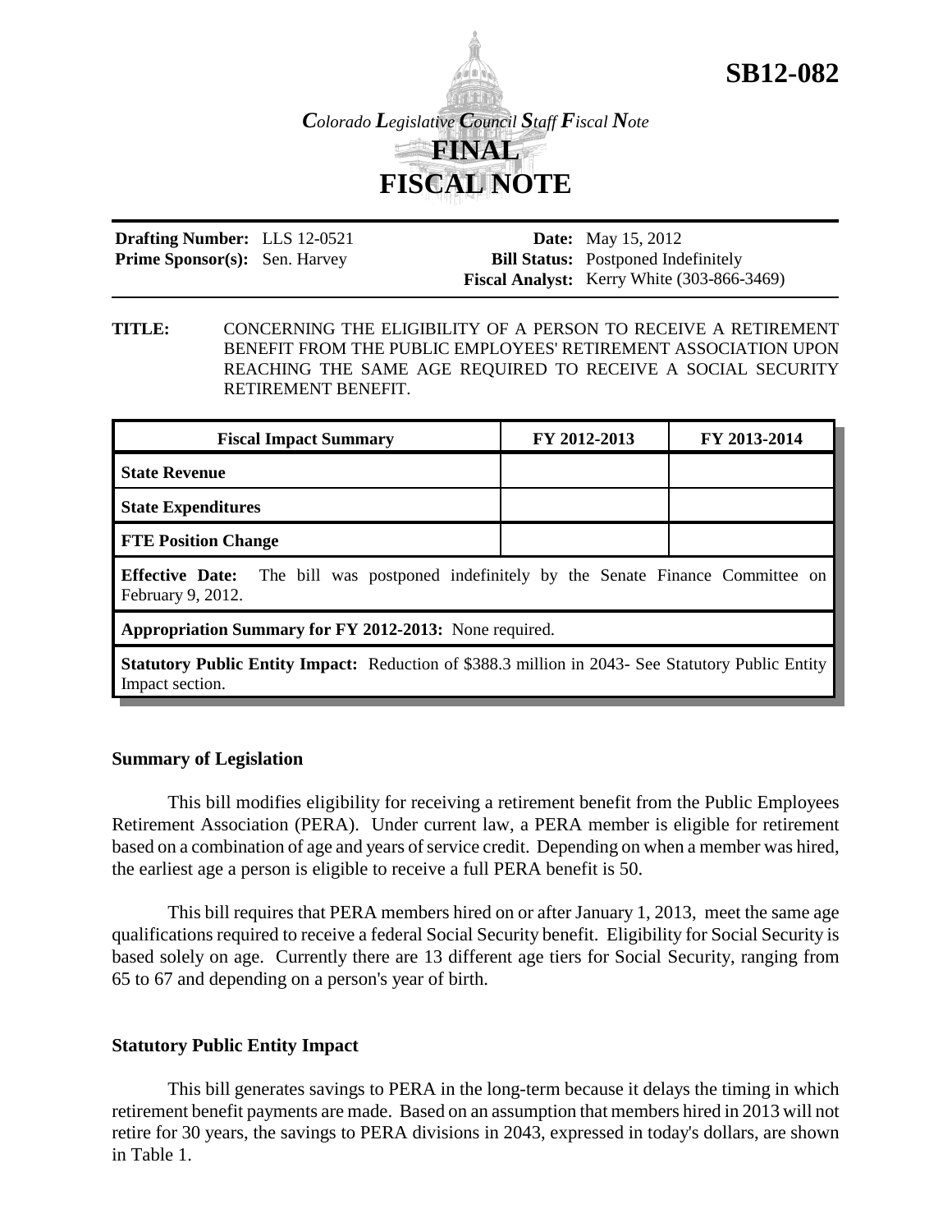# SB12-082

*Colorado Legislative Council Staff Fiscal Note*

# FINAL FISCAL NOTE

| | | | |
|---|---|---|---|
| **Drafting Number:** | LLS 12-0521 | **Date:** | May 15, 2012 |
| **Prime Sponsor(s):** | Sen. Harvey | **Bill Status:** | Postponed Indefinitely |
| | | **Fiscal Analyst:** | Kerry White (303-866-3469) |

**TITLE:** CONCERNING THE ELIGIBILITY OF A PERSON TO RECEIVE A RETIREMENT BENEFIT FROM THE PUBLIC EMPLOYEES' RETIREMENT ASSOCIATION UPON REACHING THE SAME AGE REQUIRED TO RECEIVE A SOCIAL SECURITY RETIREMENT BENEFIT.

| Fiscal Impact Summary | FY 2012-2013 | FY 2013-2014 |
|---|---|---|
| **State Revenue** | | |
| **State Expenditures** | | |
| **FTE Position Change** | | |
| **Effective Date:** The bill was postponed indefinitely by the Senate Finance Committee on February 9, 2012. | | |
| **Appropriation Summary for FY 2012-2013:** None required. | | |
| **Statutory Public Entity Impact:** Reduction of $388.3 million in 2043- See Statutory Public Entity Impact section. | | |

## Summary of Legislation

This bill modifies eligibility for receiving a retirement benefit from the Public Employees Retirement Association (PERA). Under current law, a PERA member is eligible for retirement based on a combination of age and years of service credit. Depending on when a member was hired, the earliest age a person is eligible to receive a full PERA benefit is 50.

This bill requires that PERA members hired on or after January 1, 2013, meet the same age qualifications required to receive a federal Social Security benefit. Eligibility for Social Security is based solely on age. Currently there are 13 different age tiers for Social Security, ranging from 65 to 67 and depending on a person's year of birth.

## Statutory Public Entity Impact

This bill generates savings to PERA in the long-term because it delays the timing in which retirement benefit payments are made. Based on an assumption that members hired in 2013 will not retire for 30 years, the savings to PERA divisions in 2043, expressed in today's dollars, are shown in Table 1.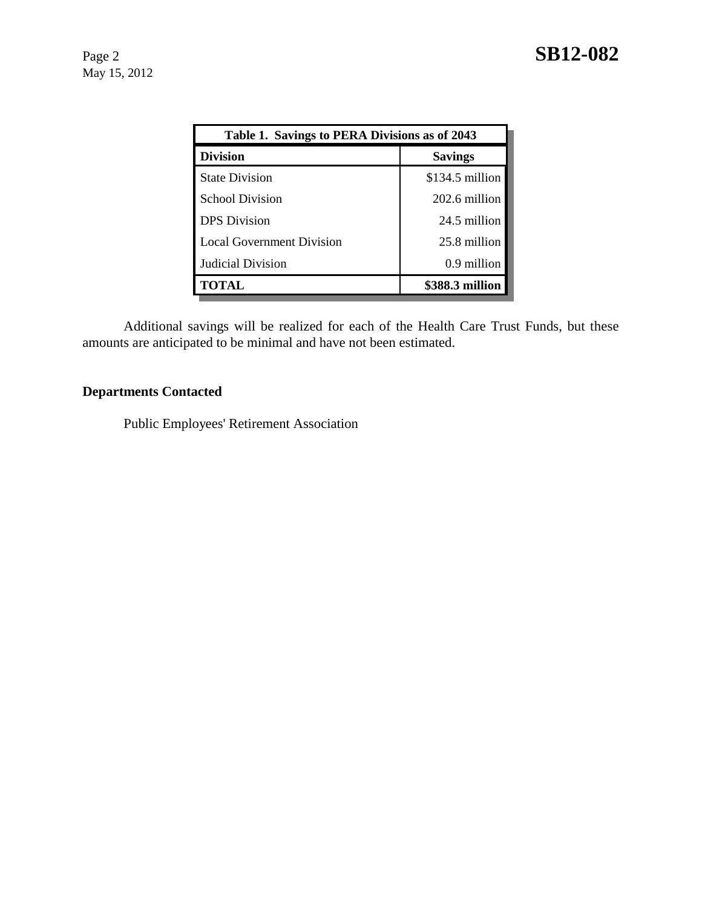| Table 1. Savings to PERA Divisions as of 2043 | |
|---|---|
| **Division** | **Savings** |
| State Division | $134.5 million |
| School Division | 202.6 million |
| DPS Division | 24.5 million |
| Local Government Division | 25.8 million |
| Judicial Division | 0.9 million |
| **TOTAL** | **$388.3 million** |

Additional savings will be realized for each of the Health Care Trust Funds, but these amounts are anticipated to be minimal and have not been estimated.

## Departments Contacted

Public Employees' Retirement Association